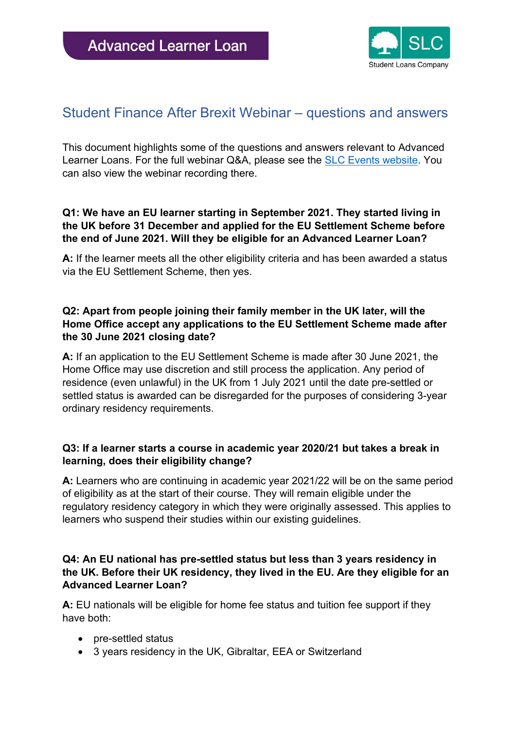Advanced Learner Loan

SLC Student Loans Company

# Student Finance After Brexit Webinar – questions and answers

This document highlights some of the questions and answers relevant to Advanced Learner Loans. For the full webinar Q&A, please see the SLC Events website. You can also view the webinar recording there.

**Q1: We have an EU learner starting in September 2021. They started living in the UK before 31 December and applied for the EU Settlement Scheme before the end of June 2021. Will they be eligible for an Advanced Learner Loan?**

**A:** If the learner meets all the other eligibility criteria and has been awarded a status via the EU Settlement Scheme, then yes.

**Q2: Apart from people joining their family member in the UK later, will the Home Office accept any applications to the EU Settlement Scheme made after the 30 June 2021 closing date?**

**A:** If an application to the EU Settlement Scheme is made after 30 June 2021, the Home Office may use discretion and still process the application. Any period of residence (even unlawful) in the UK from 1 July 2021 until the date pre-settled or settled status is awarded can be disregarded for the purposes of considering 3-year ordinary residency requirements.

**Q3: If a learner starts a course in academic year 2020/21 but takes a break in learning, does their eligibility change?**

**A:** Learners who are continuing in academic year 2021/22 will be on the same period of eligibility as at the start of their course. They will remain eligible under the regulatory residency category in which they were originally assessed. This applies to learners who suspend their studies within our existing guidelines.

**Q4: An EU national has pre-settled status but less than 3 years residency in the UK. Before their UK residency, they lived in the EU. Are they eligible for an Advanced Learner Loan?**

**A:** EU nationals will be eligible for home fee status and tuition fee support if they have both:

- pre-settled status
- 3 years residency in the UK, Gibraltar, EEA or Switzerland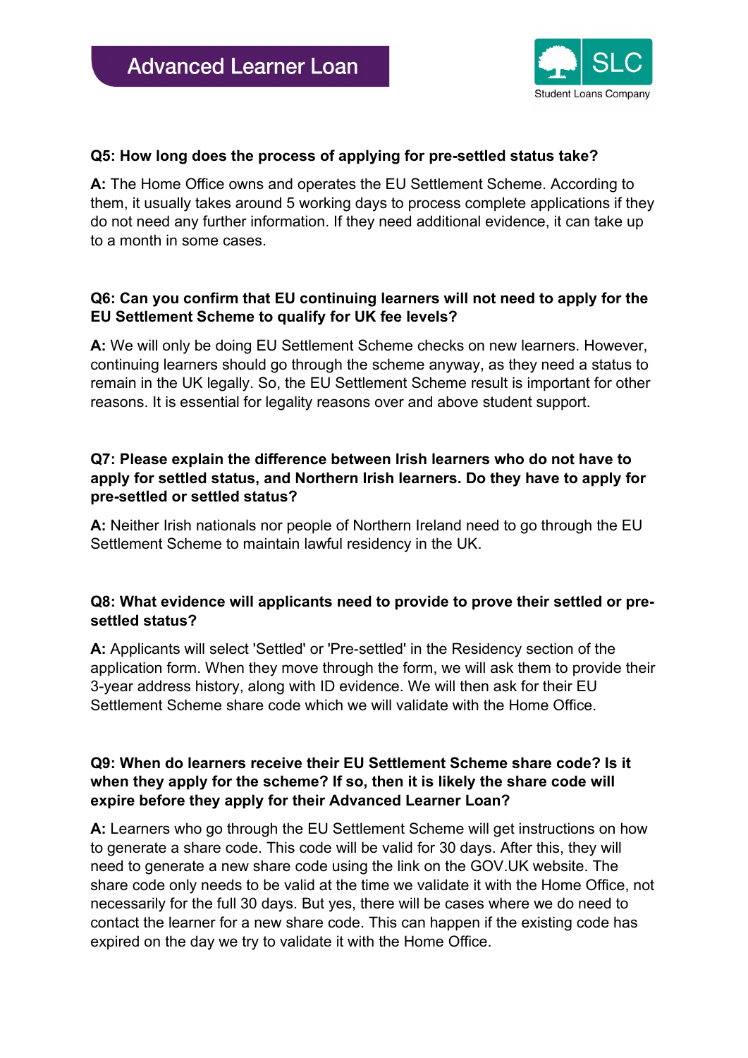**Q5: How long does the process of applying for pre-settled status take?**

**A:** The Home Office owns and operates the EU Settlement Scheme. According to them, it usually takes around 5 working days to process complete applications if they do not need any further information. If they need additional evidence, it can take up to a month in some cases.

**Q6: Can you confirm that EU continuing learners will not need to apply for the EU Settlement Scheme to qualify for UK fee levels?**

**A:** We will only be doing EU Settlement Scheme checks on new learners. However, continuing learners should go through the scheme anyway, as they need a status to remain in the UK legally. So, the EU Settlement Scheme result is important for other reasons. It is essential for legality reasons over and above student support.

**Q7: Please explain the difference between Irish learners who do not have to apply for settled status, and Northern Irish learners. Do they have to apply for pre-settled or settled status?**

**A:** Neither Irish nationals nor people of Northern Ireland need to go through the EU Settlement Scheme to maintain lawful residency in the UK.

**Q8: What evidence will applicants need to provide to prove their settled or pre-settled status?**

**A:** Applicants will select 'Settled' or 'Pre-settled' in the Residency section of the application form. When they move through the form, we will ask them to provide their 3-year address history, along with ID evidence. We will then ask for their EU Settlement Scheme share code which we will validate with the Home Office.

**Q9: When do learners receive their EU Settlement Scheme share code? Is it when they apply for the scheme? If so, then it is likely the share code will expire before they apply for their Advanced Learner Loan?**

**A:** Learners who go through the EU Settlement Scheme will get instructions on how to generate a share code. This code will be valid for 30 days. After this, they will need to generate a new share code using the link on the GOV.UK website. The share code only needs to be valid at the time we validate it with the Home Office, not necessarily for the full 30 days. But yes, there will be cases where we do need to contact the learner for a new share code. This can happen if the existing code has expired on the day we try to validate it with the Home Office.